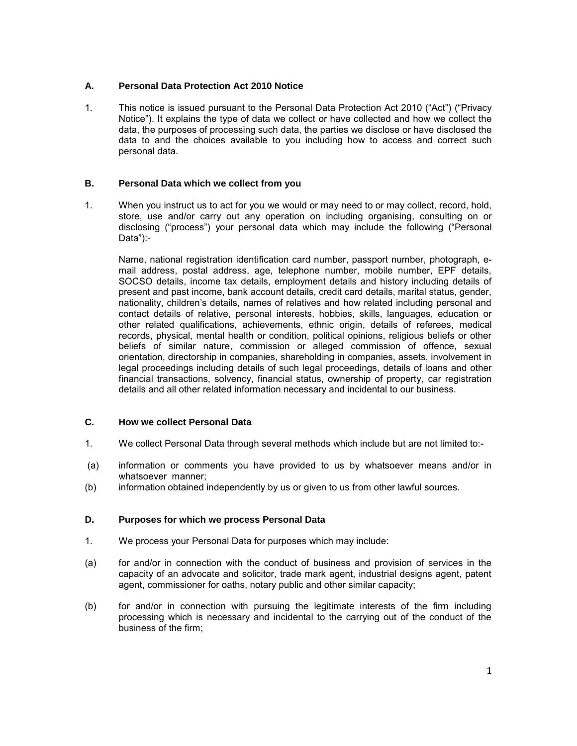## A. Personal Data Protection Act 2010 Notice

1. This notice is issued pursuant to the Personal Data Protection Act 2010 ("Act") ("Privacy Notice"). It explains the type of data we collect or have collected and how we collect the data, the purposes of processing such data, the parties we disclose or have disclosed the data to and the choices available to you including how to access and correct such personal data.

## B. Personal Data which we collect from you

1. When you instruct us to act for you we would or may need to or may collect, record, hold, store, use and/or carry out any operation on including organising, consulting on or disclosing ("process") your personal data which may include the following ("Personal Data"):-

   Name, national registration identification card number, passport number, photograph, e-mail address, postal address, age, telephone number, mobile number, EPF details, SOCSO details, income tax details, employment details and history including details of present and past income, bank account details, credit card details, marital status, gender, nationality, children's details, names of relatives and how related including personal and contact details of relative, personal interests, hobbies, skills, languages, education or other related qualifications, achievements, ethnic origin, details of referees, medical records, physical, mental health or condition, political opinions, religious beliefs or other beliefs of similar nature, commission or alleged commission of offence, sexual orientation, directorship in companies, shareholding in companies, assets, involvement in legal proceedings including details of such legal proceedings, details of loans and other financial transactions, solvency, financial status, ownership of property, car registration details and all other related information necessary and incidental to our business.

## C. How we collect Personal Data

1. We collect Personal Data through several methods which include but are not limited to:-

(a) information or comments you have provided to us by whatsoever means and/or in whatsoever manner;

(b) information obtained independently by us or given to us from other lawful sources.

## D. Purposes for which we process Personal Data

1. We process your Personal Data for purposes which may include:

(a) for and/or in connection with the conduct of business and provision of services in the capacity of an advocate and solicitor, trade mark agent, industrial designs agent, patent agent, commissioner for oaths, notary public and other similar capacity;

(b) for and/or in connection with pursuing the legitimate interests of the firm including processing which is necessary and incidental to the carrying out of the conduct of the business of the firm;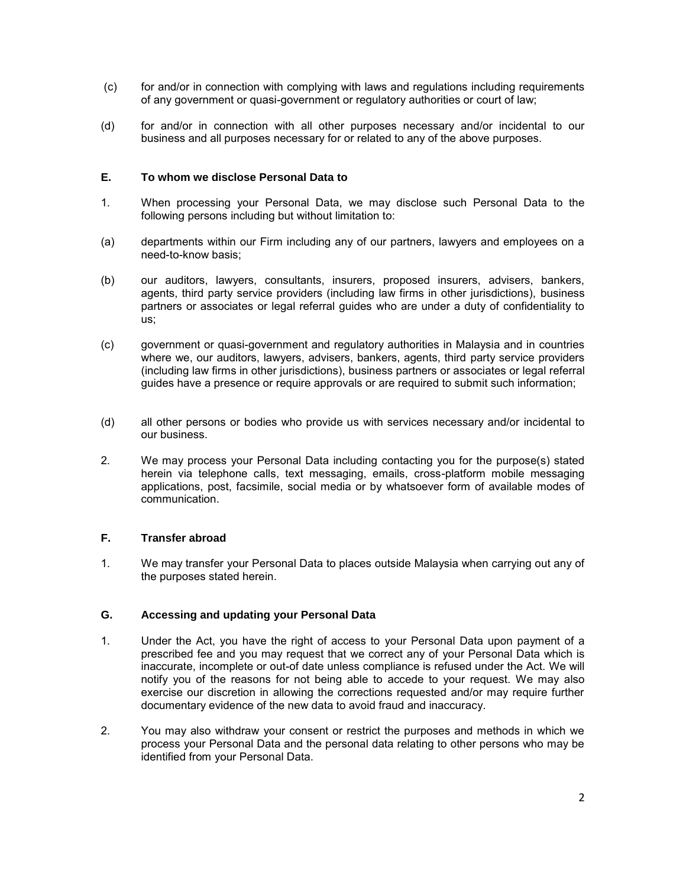(c) for and/or in connection with complying with laws and regulations including requirements of any government or quasi-government or regulatory authorities or court of law;

(d) for and/or in connection with all other purposes necessary and/or incidental to our business and all purposes necessary for or related to any of the above purposes.

### E. To whom we disclose Personal Data to

1. When processing your Personal Data, we may disclose such Personal Data to the following persons including but without limitation to:

(a) departments within our Firm including any of our partners, lawyers and employees on a need-to-know basis;

(b) our auditors, lawyers, consultants, insurers, proposed insurers, advisers, bankers, agents, third party service providers (including law firms in other jurisdictions), business partners or associates or legal referral guides who are under a duty of confidentiality to us;

(c) government or quasi-government and regulatory authorities in Malaysia and in countries where we, our auditors, lawyers, advisers, bankers, agents, third party service providers (including law firms in other jurisdictions), business partners or associates or legal referral guides have a presence or require approvals or are required to submit such information;

(d) all other persons or bodies who provide us with services necessary and/or incidental to our business.

2. We may process your Personal Data including contacting you for the purpose(s) stated herein via telephone calls, text messaging, emails, cross-platform mobile messaging applications, post, facsimile, social media or by whatsoever form of available modes of communication.

### F. Transfer abroad

1. We may transfer your Personal Data to places outside Malaysia when carrying out any of the purposes stated herein.

### G. Accessing and updating your Personal Data

1. Under the Act, you have the right of access to your Personal Data upon payment of a prescribed fee and you may request that we correct any of your Personal Data which is inaccurate, incomplete or out-of date unless compliance is refused under the Act. We will notify you of the reasons for not being able to accede to your request. We may also exercise our discretion in allowing the corrections requested and/or may require further documentary evidence of the new data to avoid fraud and inaccuracy.

2. You may also withdraw your consent or restrict the purposes and methods in which we process your Personal Data and the personal data relating to other persons who may be identified from your Personal Data.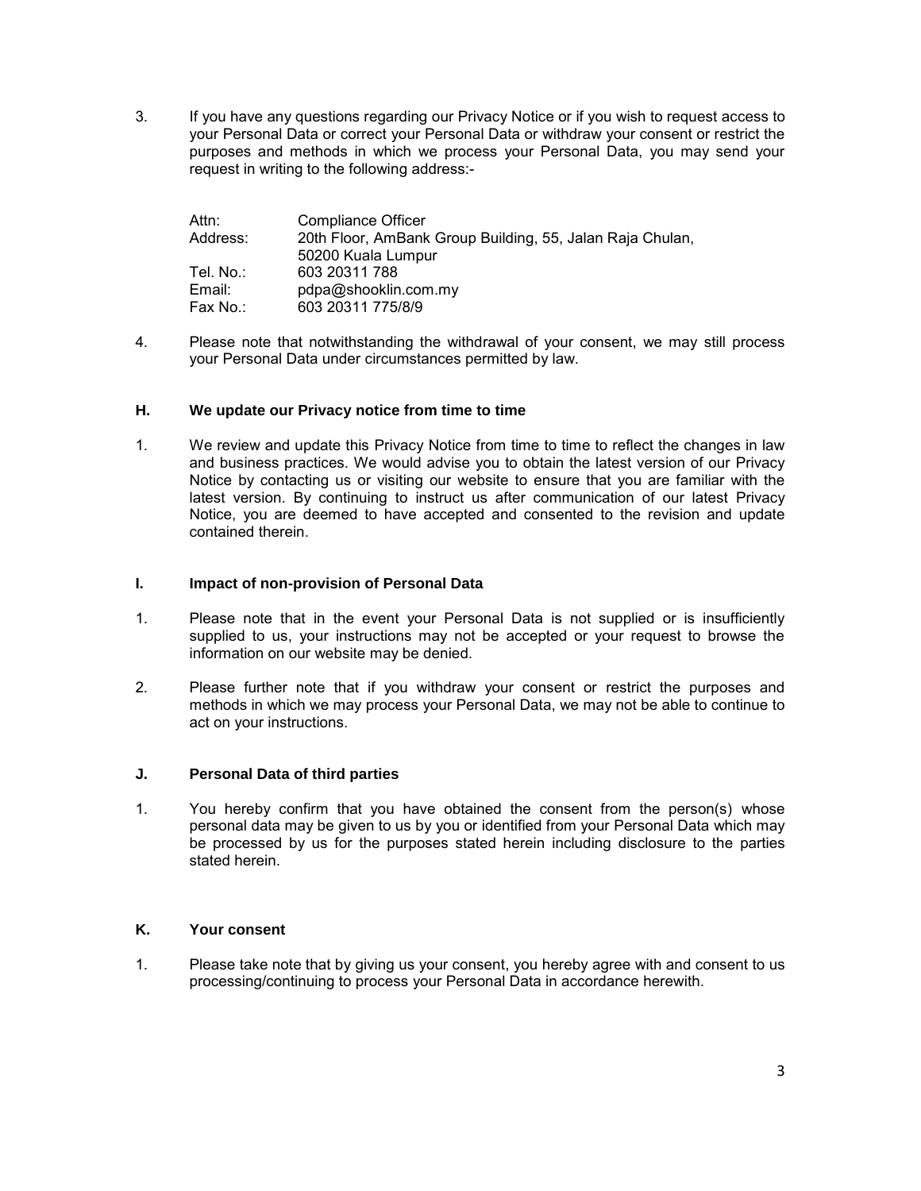3. If you have any questions regarding our Privacy Notice or if you wish to request access to your Personal Data or correct your Personal Data or withdraw your consent or restrict the purposes and methods in which we process your Personal Data, you may send your request in writing to the following address:-

| | |
|---|---|
| Attn: | Compliance Officer |
| Address: | 20th Floor, AmBank Group Building, 55, Jalan Raja Chulan, 50200 Kuala Lumpur |
| Tel. No.: | 603 20311 788 |
| Email: | pdpa@shooklin.com.my |
| Fax No.: | 603 20311 775/8/9 |

4. Please note that notwithstanding the withdrawal of your consent, we may still process your Personal Data under circumstances permitted by law.

### H. We update our Privacy notice from time to time

1. We review and update this Privacy Notice from time to time to reflect the changes in law and business practices. We would advise you to obtain the latest version of our Privacy Notice by contacting us or visiting our website to ensure that you are familiar with the latest version. By continuing to instruct us after communication of our latest Privacy Notice, you are deemed to have accepted and consented to the revision and update contained therein.

### I. Impact of non-provision of Personal Data

1. Please note that in the event your Personal Data is not supplied or is insufficiently supplied to us, your instructions may not be accepted or your request to browse the information on our website may be denied.

2. Please further note that if you withdraw your consent or restrict the purposes and methods in which we may process your Personal Data, we may not be able to continue to act on your instructions.

### J. Personal Data of third parties

1. You hereby confirm that you have obtained the consent from the person(s) whose personal data may be given to us by you or identified from your Personal Data which may be processed by us for the purposes stated herein including disclosure to the parties stated herein.

### K. Your consent

1. Please take note that by giving us your consent, you hereby agree with and consent to us processing/continuing to process your Personal Data in accordance herewith.